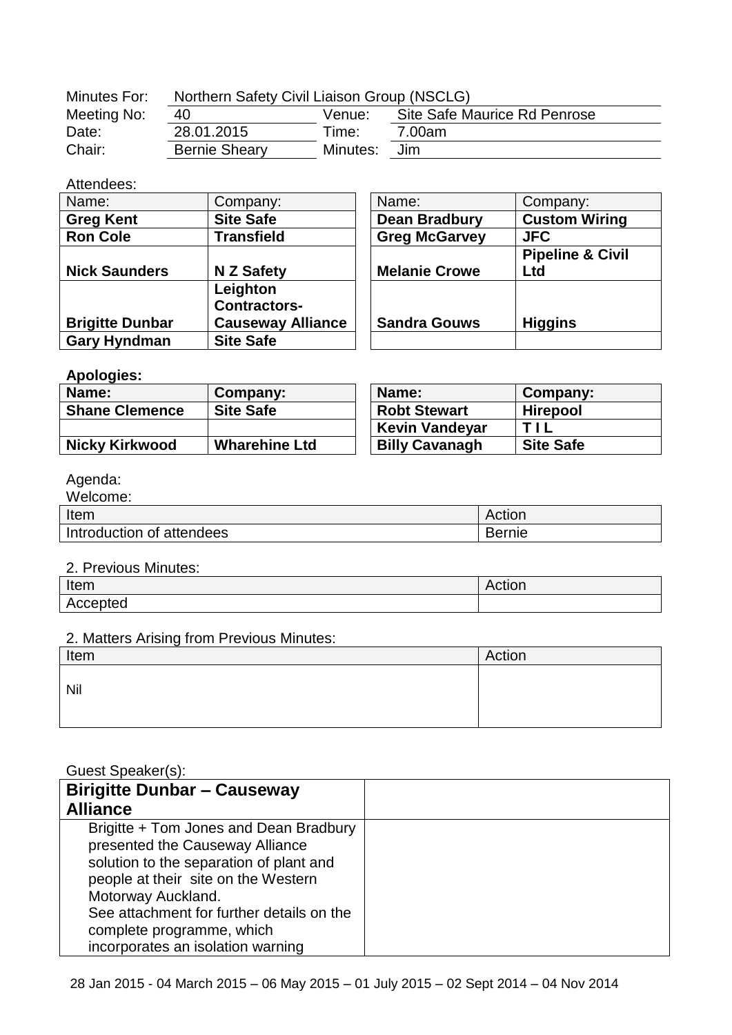| Minutes For: | Northern Safety Civil Liaison Group (NSCLG) | | |
|---|---|---|---|
| Meeting No: | 40 | Venue: | Site Safe Maurice Rd Penrose |
| Date: | 28.01.2015 | Time: | 7.00am |
| Chair: | Bernie Sheary | Minutes: | Jim |

Attendees:

| Name: | Company: | Name: | Company: |
|---|---|---|---|
| **Greg Kent** | **Site Safe** | **Dean Bradbury** | **Custom Wiring** |
| **Ron Cole** | **Transfield** | **Greg McGarvey** | **JFC** |
| **Nick Saunders** | **N Z Safety** | **Melanie Crowe** | **Pipeline & Civil Ltd** |
| **Brigitte Dunbar** | **Leighton Contractors-Causeway Alliance** | **Sandra Gouws** | **Higgins** |
| **Gary Hyndman** | **Site Safe** | | |

**Apologies:**

| **Name:** | **Company:** | **Name:** | **Company:** |
|---|---|---|---|
| **Shane Clemence** | **Site Safe** | **Robt Stewart** | **Hirepool** |
| | | **Kevin Vandeyar** | **T I L** |
| **Nicky Kirkwood** | **Wharehine Ltd** | **Billy Cavanagh** | **Site Safe** |

Agenda:

Welcome:

| Item | Action |
|---|---|
| Introduction of attendees | Bernie |

2. Previous Minutes:

| Item | Action |
|---|---|
| Accepted | |

2. Matters Arising from Previous Minutes:

| Item | Action |
|---|---|
| Nil | |

Guest Speaker(s):

| **Birigitte Dunbar – Causeway Alliance** | |
|---|---|
| Brigitte + Tom Jones and Dean Bradbury presented the Causeway Alliance solution to the separation of plant and people at their site on the Western Motorway Auckland. See attachment for further details on the complete programme, which incorporates an isolation warning | |

28 Jan 2015 - 04 March 2015 – 06 May 2015 – 01 July 2015 – 02 Sept 2014 – 04 Nov 2014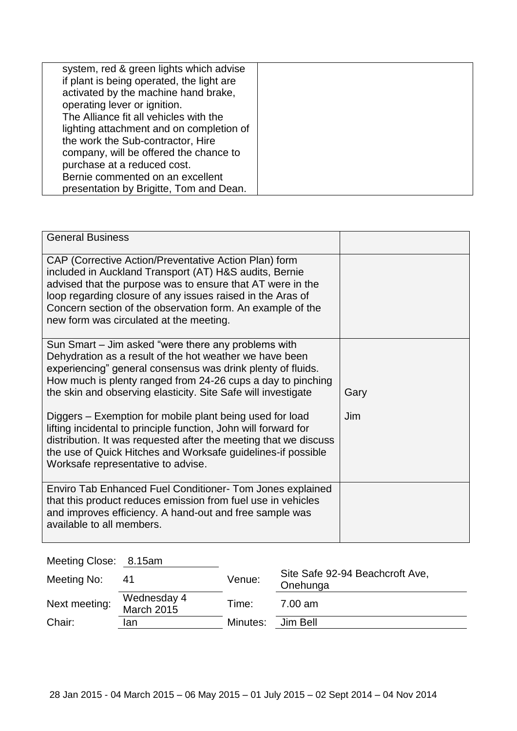| | |
|---|---|
| system, red & green lights which advise if plant is being operated, the light are activated by the machine hand brake, operating lever or ignition. The Alliance fit all vehicles with the lighting attachment and on completion of the work the Sub-contractor, Hire company, will be offered the chance to purchase at a reduced cost. Bernie commented on an excellent presentation by Brigitte, Tom and Dean. | |

| General Business | |
|---|---|
| CAP (Corrective Action/Preventative Action Plan) form included in Auckland Transport (AT) H&S audits, Bernie advised that the purpose was to ensure that AT were in the loop regarding closure of any issues raised in the Aras of Concern section of the observation form. An example of the new form was circulated at the meeting. | |
| Sun Smart – Jim asked “were there any problems with Dehydration as a result of the hot weather we have been experiencing” general consensus was drink plenty of fluids. How much is plenty ranged from 24-26 cups a day to pinching the skin and observing elasticity. Site Safe will investigate<br><br>Diggers – Exemption for mobile plant being used for load lifting incidental to principle function, John will forward for distribution. It was requested after the meeting that we discuss the use of Quick Hitches and Worksafe guidelines-if possible Worksafe representative to advise. | Gary<br><br>Jim |
| Enviro Tab Enhanced Fuel Conditioner- Tom Jones explained that this product reduces emission from fuel use in vehicles and improves efficiency. A hand-out and free sample was available to all members. | |

| | | | |
|---|---|---|---|
| Meeting Close: | 8.15am | | |
| Meeting No: | 41 | Venue: | Site Safe 92-94 Beachcroft Ave, Onehunga |
| Next meeting: | Wednesday 4 March 2015 | Time: | 7.00 am |
| Chair: | Ian | Minutes: | Jim Bell |

28 Jan 2015 - 04 March 2015 – 06 May 2015 – 01 July 2015 – 02 Sept 2014 – 04 Nov 2014